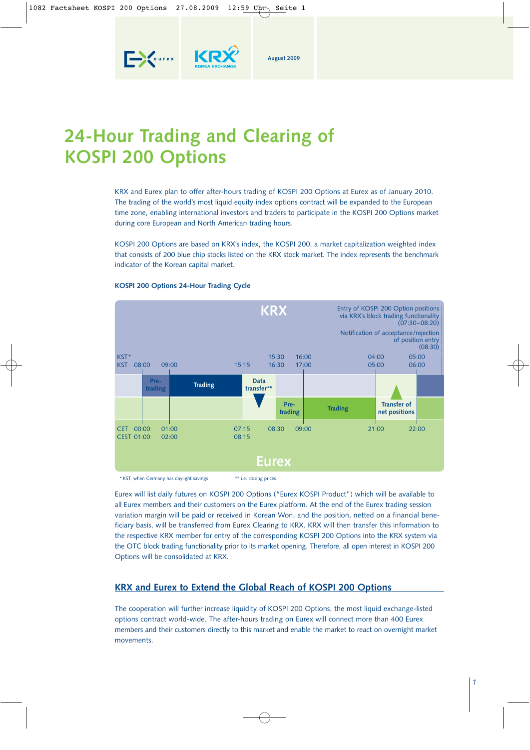August 2009

# 24-Hour Trading and Clearing of KOSPI 200 Options

KRX and Eurex plan to offer after-hours trading of KOSPI 200 Options at Eurex as of January 2010. The trading of the world's most liquid equity index options contract will be expanded to the European time zone, enabling international investors and traders to participate in the KOSPI 200 Options market during core European and North American trading hours.

KOSPI 200 Options are based on KRX's index, the KOSPI 200, a market capitalization weighted index that consists of 200 blue chip stocks listed on the KRX stock market. The index represents the benchmark indicator of the Korean capital market.

**KOSPI 200 Options 24-Hour Trading Cycle**

**KRX**

Entry of KOSPI 200 Option positions via KRX's block trading functionality (07:30–08:20)

Notification of acceptance/rejection of position entry (08:30)

| | | | | | | | | |
|---|---|---|---|---|---|---|---|---|
| KST* | | | | 15:30 | 16:00 | | 04:00 | 05:00 |
| KST | 08:00 | 09:00 | 15:15 | 16:30 | 17:00 | | 05:00 | 06:00 |
| KRX | Pre-trading | Trading | Data transfer** | | | | | |
| Eurex | | | | Pre-trading | Trading | | Transfer of net positions | |
| CET | 00:00 | 01:00 | 07:15 | 08:30 | 09:00 | | 21:00 | 22:00 |
| CEST | 01:00 | 02:00 | 08:15 | | | | | |

**Eurex**

\* KST, when Germany has daylight savings  ** i.e. closing prices

Eurex will list daily futures on KOSPI 200 Options ("Eurex KOSPI Product") which will be available to all Eurex members and their customers on the Eurex platform. At the end of the Eurex trading session variation margin will be paid or received in Korean Won, and the position, netted on a financial beneficiary basis, will be transferred from Eurex Clearing to KRX. KRX will then transfer this information to the respective KRX member for entry of the corresponding KOSPI 200 Options into the KRX system via the OTC block trading functionality prior to its market opening. Therefore, all open interest in KOSPI 200 Options will be consolidated at KRX.

## KRX and Eurex to Extend the Global Reach of KOSPI 200 Options

The cooperation will further increase liquidity of KOSPI 200 Options, the most liquid exchange-listed options contract world-wide. The after-hours trading on Eurex will connect more than 400 Eurex members and their customers directly to this market and enable the market to react on overnight market movements.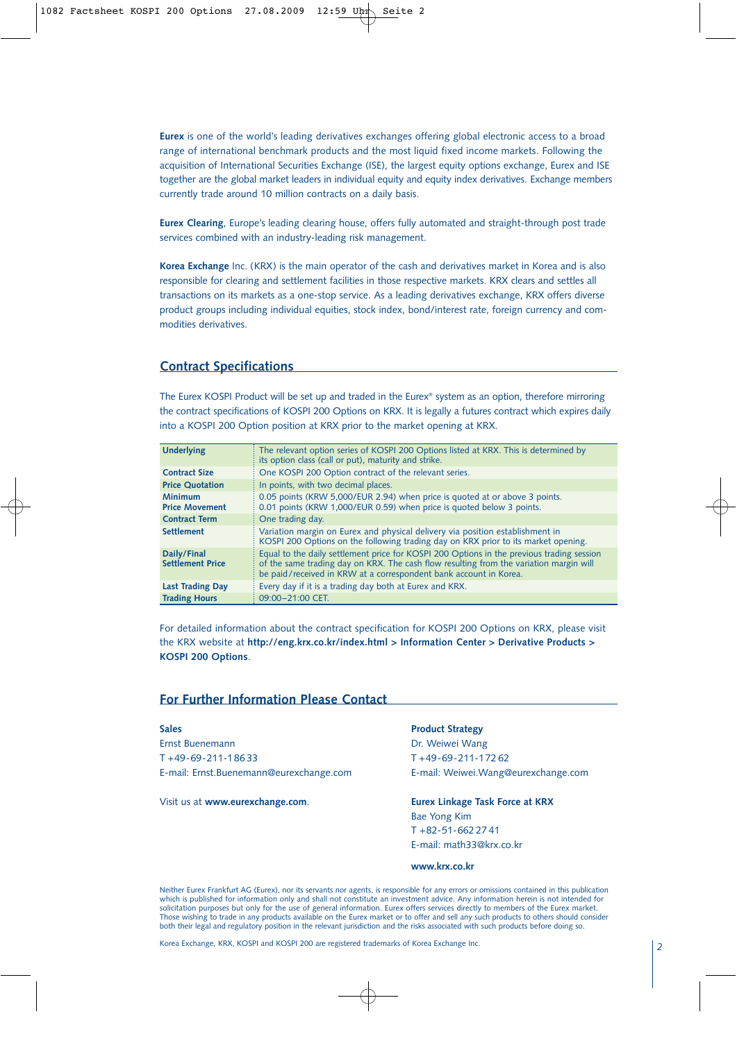**Eurex** is one of the world's leading derivatives exchanges offering global electronic access to a broad range of international benchmark products and the most liquid fixed income markets. Following the acquisition of International Securities Exchange (ISE), the largest equity options exchange, Eurex and ISE together are the global market leaders in individual equity and equity index derivatives. Exchange members currently trade around 10 million contracts on a daily basis.

**Eurex Clearing**, Europe's leading clearing house, offers fully automated and straight-through post trade services combined with an industry-leading risk management.

**Korea Exchange** Inc. (KRX) is the main operator of the cash and derivatives market in Korea and is also responsible for clearing and settlement facilities in those respective markets. KRX clears and settles all transactions on its markets as a one-stop service. As a leading derivatives exchange, KRX offers diverse product groups including individual equities, stock index, bond/interest rate, foreign currency and commodities derivatives.

## Contract Specifications

The Eurex KOSPI Product will be set up and traded in the Eurex® system as an option, therefore mirroring the contract specifications of KOSPI 200 Options on KRX. It is legally a futures contract which expires daily into a KOSPI 200 Option position at KRX prior to the market opening at KRX.

| | |
|---|---|
| **Underlying** | The relevant option series of KOSPI 200 Options listed at KRX. This is determined by its option class (call or put), maturity and strike. |
| **Contract Size** | One KOSPI 200 Option contract of the relevant series. |
| **Price Quotation** | In points, with two decimal places. |
| **Minimum Price Movement** | 0.05 points (KRW 5,000/EUR 2.94) when price is quoted at or above 3 points.<br>0.01 points (KRW 1,000/EUR 0.59) when price is quoted below 3 points. |
| **Contract Term** | One trading day. |
| **Settlement** | Variation margin on Eurex and physical delivery via position establishment in KOSPI 200 Options on the following trading day on KRX prior to its market opening. |
| **Daily/Final Settlement Price** | Equal to the daily settlement price for KOSPI 200 Options in the previous trading session of the same trading day on KRX. The cash flow resulting from the variation margin will be paid/received in KRW at a correspondent bank account in Korea. |
| **Last Trading Day** | Every day if it is a trading day both at Eurex and KRX. |
| **Trading Hours** | 09:00–21:00 CET. |

For detailed information about the contract specification for KOSPI 200 Options on KRX, please visit the KRX website at **http://eng.krx.co.kr/index.html > Information Center > Derivative Products > KOSPI 200 Options**.

## For Further Information Please Contact

**Sales**
Ernst Buenemann
T +49-69-211-186 33
E-mail: Ernst.Buenemann@eurexchange.com

Visit us at **www.eurexchange.com**.

**Product Strategy**
Dr. Weiwei Wang
T +49-69-211-172 62
E-mail: Weiwei.Wang@eurexchange.com

**Eurex Linkage Task Force at KRX**
Bae Yong Kim
T +82-51-662 27 41
E-mail: math33@krx.co.kr

**www.krx.co.kr**

Neither Eurex Frankfurt AG (Eurex), nor its servants nor agents, is responsible for any errors or omissions contained in this publication which is published for information only and shall not constitute an investment advice. Any information herein is not intended for solicitation purposes but only for the use of general information. Eurex offers services directly to members of the Eurex market. Those wishing to trade in any products available on the Eurex market or to offer and sell any such products to others should consider both their legal and regulatory position in the relevant jurisdiction and the risks associated with such products before doing so.

Korea Exchange, KRX, KOSPI and KOSPI 200 are registered trademarks of Korea Exchange Inc.